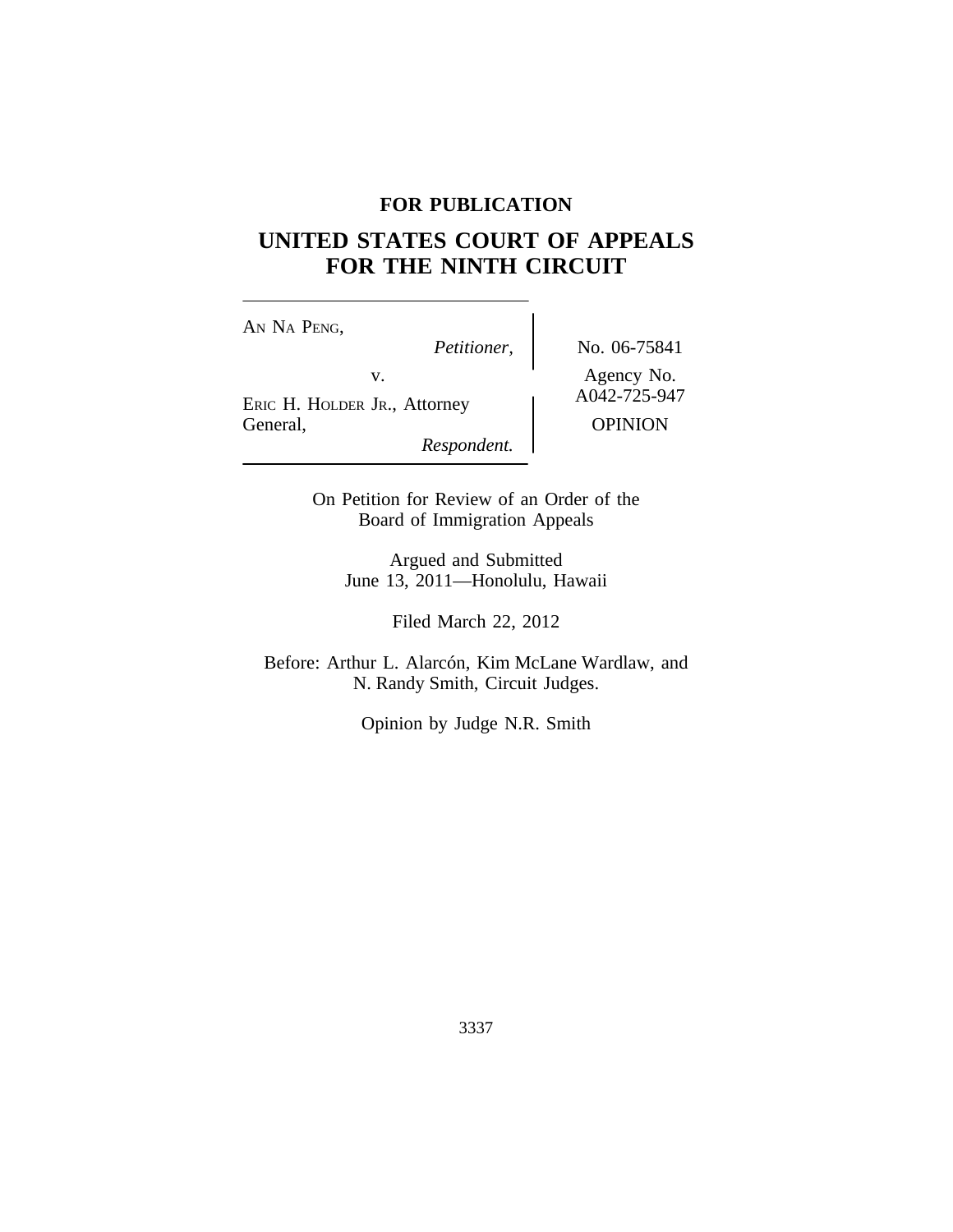**FOR PUBLICATION**

# UNITED STATES COURT OF APPEALS FOR THE NINTH CIRCUIT

| | |
|---|---|
| AN NA PENG, *Petitioner,* v. ERIC H. HOLDER JR., Attorney General, *Respondent.* | No. 06-75841 Agency No. A042-725-947 OPINION |

On Petition for Review of an Order of the Board of Immigration Appeals

Argued and Submitted June 13, 2011—Honolulu, Hawaii

Filed March 22, 2012

Before: Arthur L. Alarcón, Kim McLane Wardlaw, and N. Randy Smith, Circuit Judges.

Opinion by Judge N.R. Smith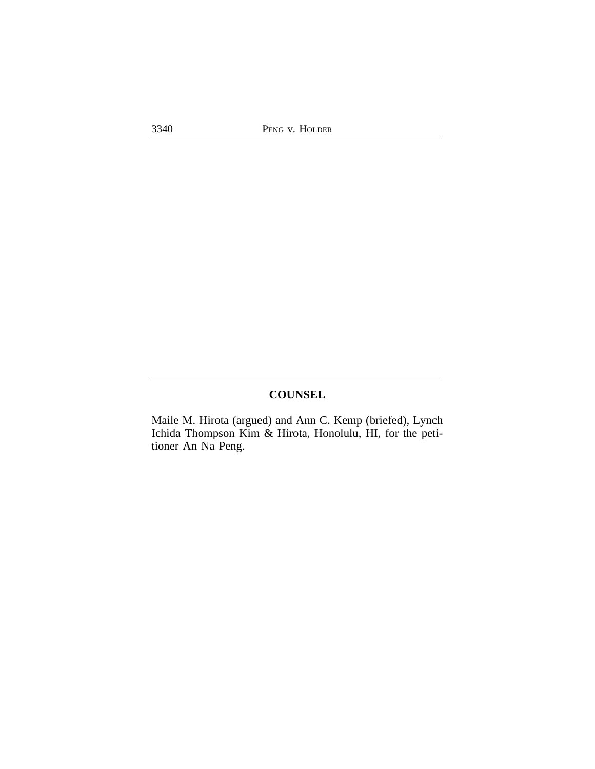## COUNSEL

Maile M. Hirota (argued) and Ann C. Kemp (briefed), Lynch Ichida Thompson Kim & Hirota, Honolulu, HI, for the petitioner An Na Peng.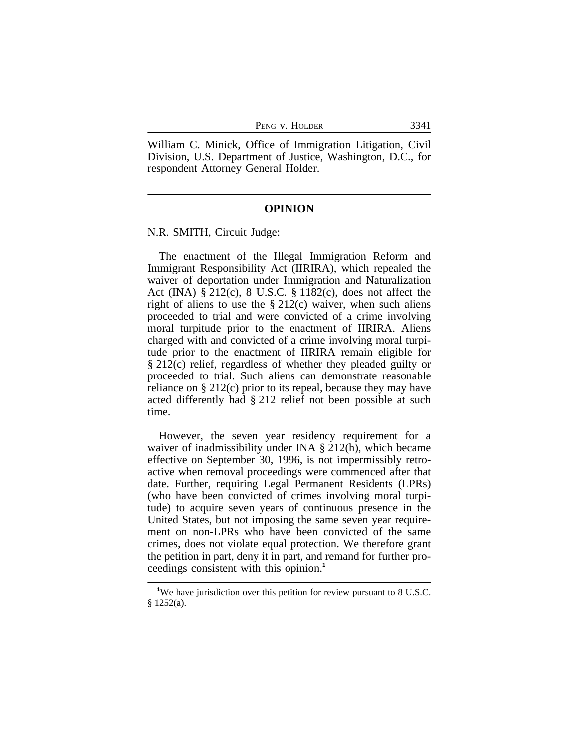William C. Minick, Office of Immigration Litigation, Civil Division, U.S. Department of Justice, Washington, D.C., for respondent Attorney General Holder.

---

## OPINION

N.R. SMITH, Circuit Judge:

The enactment of the Illegal Immigration Reform and Immigrant Responsibility Act (IIRIRA), which repealed the waiver of deportation under Immigration and Naturalization Act (INA) § 212(c), 8 U.S.C. § 1182(c), does not affect the right of aliens to use the § 212(c) waiver, when such aliens proceeded to trial and were convicted of a crime involving moral turpitude prior to the enactment of IIRIRA. Aliens charged with and convicted of a crime involving moral turpitude prior to the enactment of IIRIRA remain eligible for § 212(c) relief, regardless of whether they pleaded guilty or proceeded to trial. Such aliens can demonstrate reasonable reliance on § 212(c) prior to its repeal, because they may have acted differently had § 212 relief not been possible at such time.

However, the seven year residency requirement for a waiver of inadmissibility under INA § 212(h), which became effective on September 30, 1996, is not impermissibly retroactive when removal proceedings were commenced after that date. Further, requiring Legal Permanent Residents (LPRs) (who have been convicted of crimes involving moral turpitude) to acquire seven years of continuous presence in the United States, but not imposing the same seven year requirement on non-LPRs who have been convicted of the same crimes, does not violate equal protection. We therefore grant the petition in part, deny it in part, and remand for further proceedings consistent with this opinion.[1]

---

[1]We have jurisdiction over this petition for review pursuant to 8 U.S.C. § 1252(a).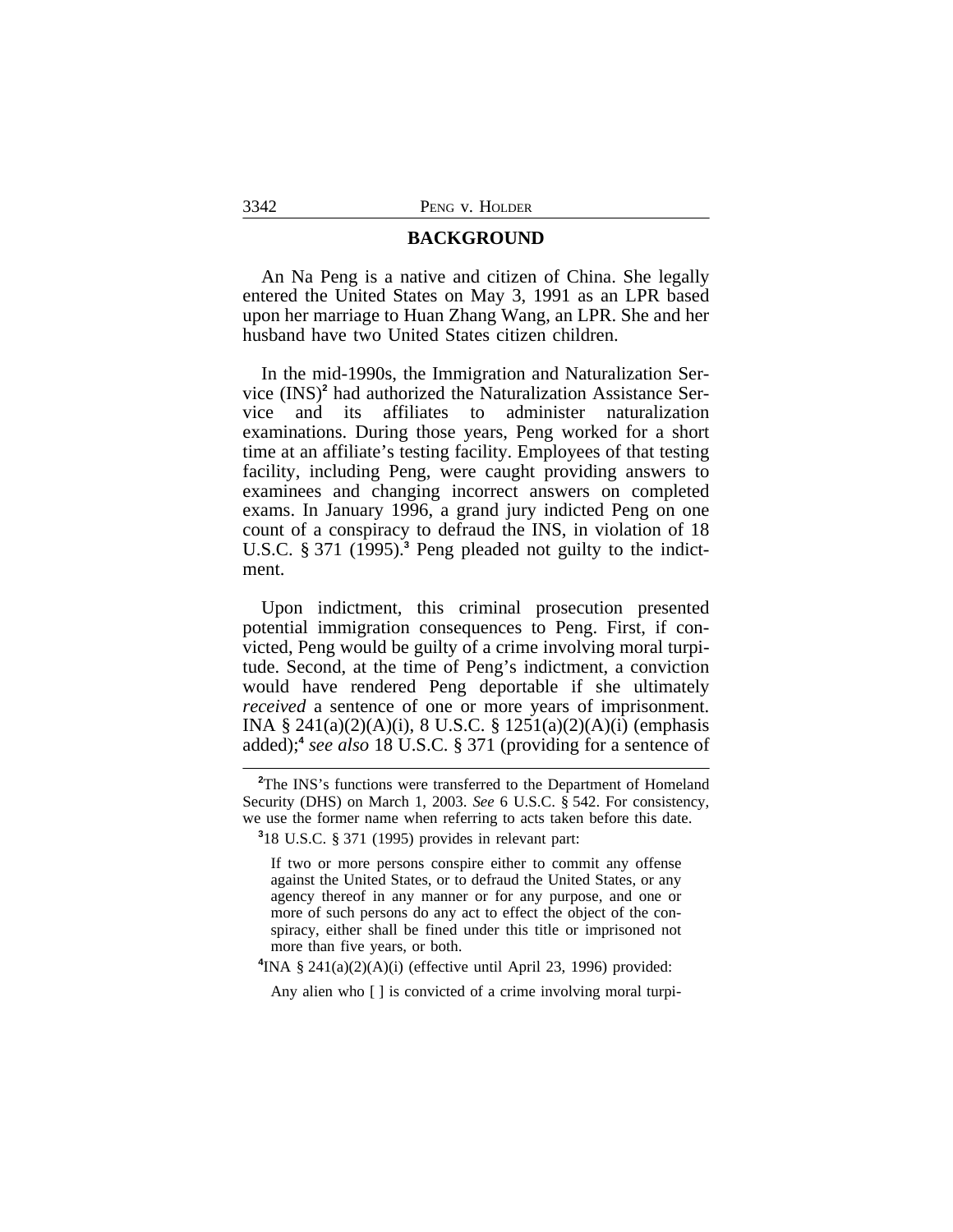## BACKGROUND

An Na Peng is a native and citizen of China. She legally entered the United States on May 3, 1991 as an LPR based upon her marriage to Huan Zhang Wang, an LPR. She and her husband have two United States citizen children.

In the mid-1990s, the Immigration and Naturalization Service (INS)[2] had authorized the Naturalization Assistance Service and its affiliates to administer naturalization examinations. During those years, Peng worked for a short time at an affiliate's testing facility. Employees of that testing facility, including Peng, were caught providing answers to examinees and changing incorrect answers on completed exams. In January 1996, a grand jury indicted Peng on one count of a conspiracy to defraud the INS, in violation of 18 U.S.C. § 371 (1995).[3] Peng pleaded not guilty to the indictment.

Upon indictment, this criminal prosecution presented potential immigration consequences to Peng. First, if convicted, Peng would be guilty of a crime involving moral turpitude. Second, at the time of Peng's indictment, a conviction would have rendered Peng deportable if she ultimately *received* a sentence of one or more years of imprisonment. INA § 241(a)(2)(A)(i), 8 U.S.C. § 1251(a)(2)(A)(i) (emphasis added);[4] *see also* 18 U.S.C. § 371 (providing for a sentence of

---

[2]The INS's functions were transferred to the Department of Homeland Security (DHS) on March 1, 2003. *See* 6 U.S.C. § 542. For consistency, we use the former name when referring to acts taken before this date.

[3]18 U.S.C. § 371 (1995) provides in relevant part:

> If two or more persons conspire either to commit any offense against the United States, or to defraud the United States, or any agency thereof in any manner or for any purpose, and one or more of such persons do any act to effect the object of the conspiracy, either shall be fined under this title or imprisoned not more than five years, or both.

[4]INA § 241(a)(2)(A)(i) (effective until April 23, 1996) provided:

> Any alien who [ ] is convicted of a crime involving moral turpi-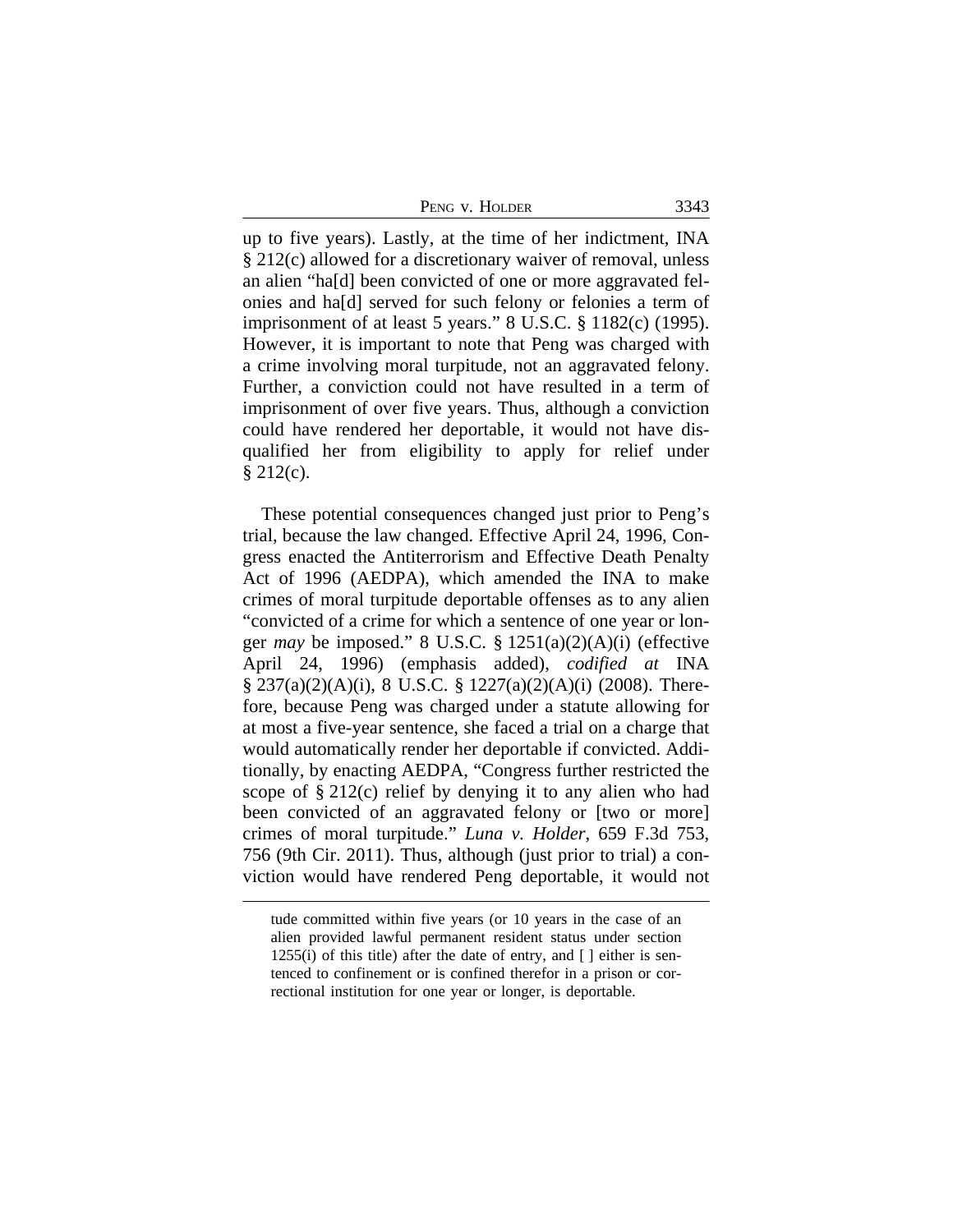up to five years). Lastly, at the time of her indictment, INA § 212(c) allowed for a discretionary waiver of removal, unless an alien "ha[d] been convicted of one or more aggravated felonies and ha[d] served for such felony or felonies a term of imprisonment of at least 5 years." 8 U.S.C. § 1182(c) (1995). However, it is important to note that Peng was charged with a crime involving moral turpitude, not an aggravated felony. Further, a conviction could not have resulted in a term of imprisonment of over five years. Thus, although a conviction could have rendered her deportable, it would not have disqualified her from eligibility to apply for relief under § 212(c).

These potential consequences changed just prior to Peng's trial, because the law changed. Effective April 24, 1996, Congress enacted the Antiterrorism and Effective Death Penalty Act of 1996 (AEDPA), which amended the INA to make crimes of moral turpitude deportable offenses as to any alien "convicted of a crime for which a sentence of one year or longer *may* be imposed." 8 U.S.C. § 1251(a)(2)(A)(i) (effective April 24, 1996) (emphasis added), *codified at* INA § 237(a)(2)(A)(i), 8 U.S.C. § 1227(a)(2)(A)(i) (2008). Therefore, because Peng was charged under a statute allowing for at most a five-year sentence, she faced a trial on a charge that would automatically render her deportable if convicted. Additionally, by enacting AEDPA, "Congress further restricted the scope of § 212(c) relief by denying it to any alien who had been convicted of an aggravated felony or [two or more] crimes of moral turpitude." *Luna v. Holder*, 659 F.3d 753, 756 (9th Cir. 2011). Thus, although (just prior to trial) a conviction would have rendered Peng deportable, it would not

tude committed within five years (or 10 years in the case of an alien provided lawful permanent resident status under section 1255(i) of this title) after the date of entry, and [ ] either is sentenced to confinement or is confined therefor in a prison or correctional institution for one year or longer, is deportable.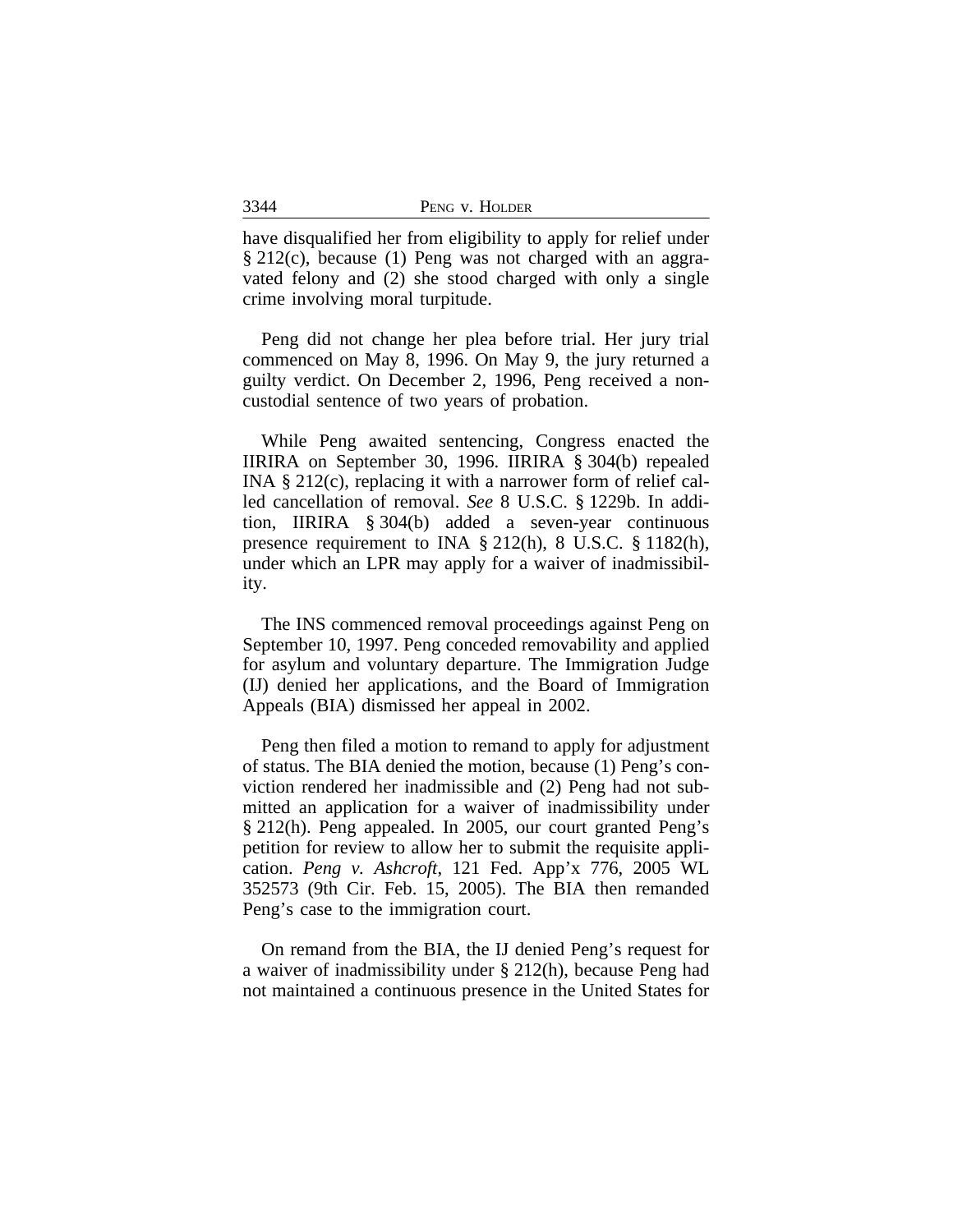have disqualified her from eligibility to apply for relief under § 212(c), because (1) Peng was not charged with an aggravated felony and (2) she stood charged with only a single crime involving moral turpitude.

Peng did not change her plea before trial. Her jury trial commenced on May 8, 1996. On May 9, the jury returned a guilty verdict. On December 2, 1996, Peng received a non-custodial sentence of two years of probation.

While Peng awaited sentencing, Congress enacted the IIRIRA on September 30, 1996. IIRIRA § 304(b) repealed INA § 212(c), replacing it with a narrower form of relief called cancellation of removal. *See* 8 U.S.C. § 1229b. In addition, IIRIRA § 304(b) added a seven-year continuous presence requirement to INA § 212(h), 8 U.S.C. § 1182(h), under which an LPR may apply for a waiver of inadmissibility.

The INS commenced removal proceedings against Peng on September 10, 1997. Peng conceded removability and applied for asylum and voluntary departure. The Immigration Judge (IJ) denied her applications, and the Board of Immigration Appeals (BIA) dismissed her appeal in 2002.

Peng then filed a motion to remand to apply for adjustment of status. The BIA denied the motion, because (1) Peng's conviction rendered her inadmissible and (2) Peng had not submitted an application for a waiver of inadmissibility under § 212(h). Peng appealed. In 2005, our court granted Peng's petition for review to allow her to submit the requisite application. *Peng v. Ashcroft*, 121 Fed. App'x 776, 2005 WL 352573 (9th Cir. Feb. 15, 2005). The BIA then remanded Peng's case to the immigration court.

On remand from the BIA, the IJ denied Peng's request for a waiver of inadmissibility under § 212(h), because Peng had not maintained a continuous presence in the United States for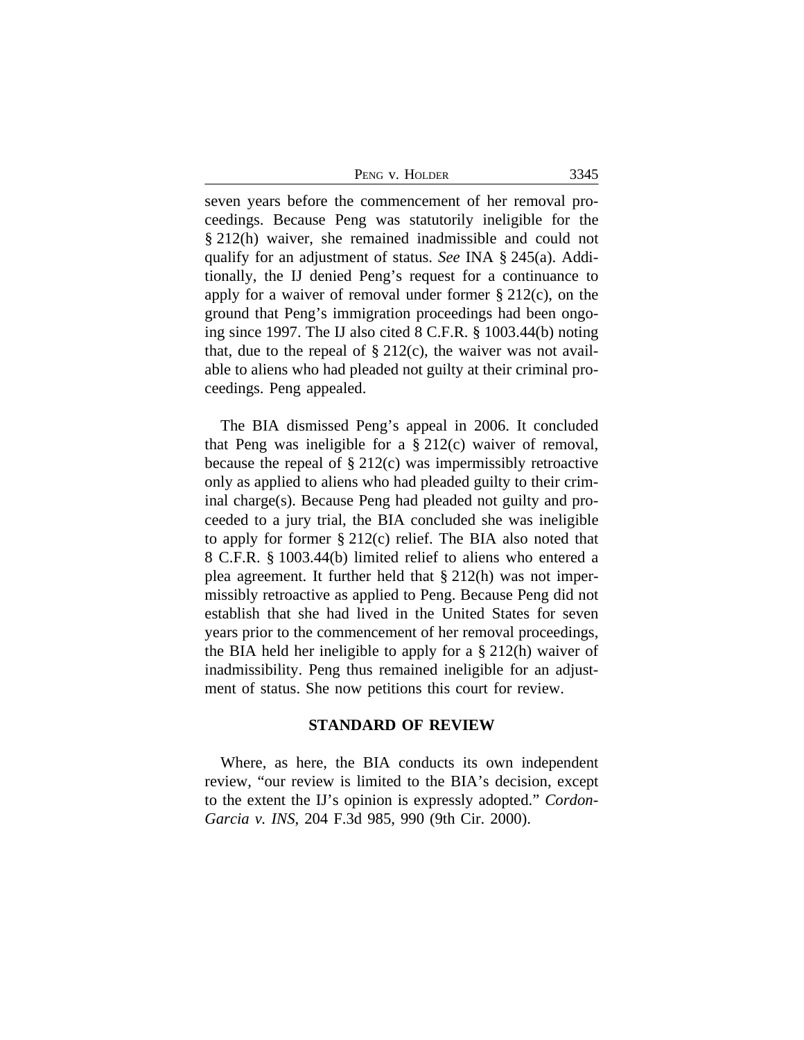seven years before the commencement of her removal proceedings. Because Peng was statutorily ineligible for the § 212(h) waiver, she remained inadmissible and could not qualify for an adjustment of status. *See* INA § 245(a). Additionally, the IJ denied Peng's request for a continuance to apply for a waiver of removal under former § 212(c), on the ground that Peng's immigration proceedings had been ongoing since 1997. The IJ also cited 8 C.F.R. § 1003.44(b) noting that, due to the repeal of § 212(c), the waiver was not available to aliens who had pleaded not guilty at their criminal proceedings. Peng appealed.

The BIA dismissed Peng's appeal in 2006. It concluded that Peng was ineligible for a § 212(c) waiver of removal, because the repeal of § 212(c) was impermissibly retroactive only as applied to aliens who had pleaded guilty to their criminal charge(s). Because Peng had pleaded not guilty and proceeded to a jury trial, the BIA concluded she was ineligible to apply for former § 212(c) relief. The BIA also noted that 8 C.F.R. § 1003.44(b) limited relief to aliens who entered a plea agreement. It further held that § 212(h) was not impermissibly retroactive as applied to Peng. Because Peng did not establish that she had lived in the United States for seven years prior to the commencement of her removal proceedings, the BIA held her ineligible to apply for a § 212(h) waiver of inadmissibility. Peng thus remained ineligible for an adjustment of status. She now petitions this court for review.

## STANDARD OF REVIEW

Where, as here, the BIA conducts its own independent review, "our review is limited to the BIA's decision, except to the extent the IJ's opinion is expressly adopted." *Cordon-Garcia v. INS*, 204 F.3d 985, 990 (9th Cir. 2000).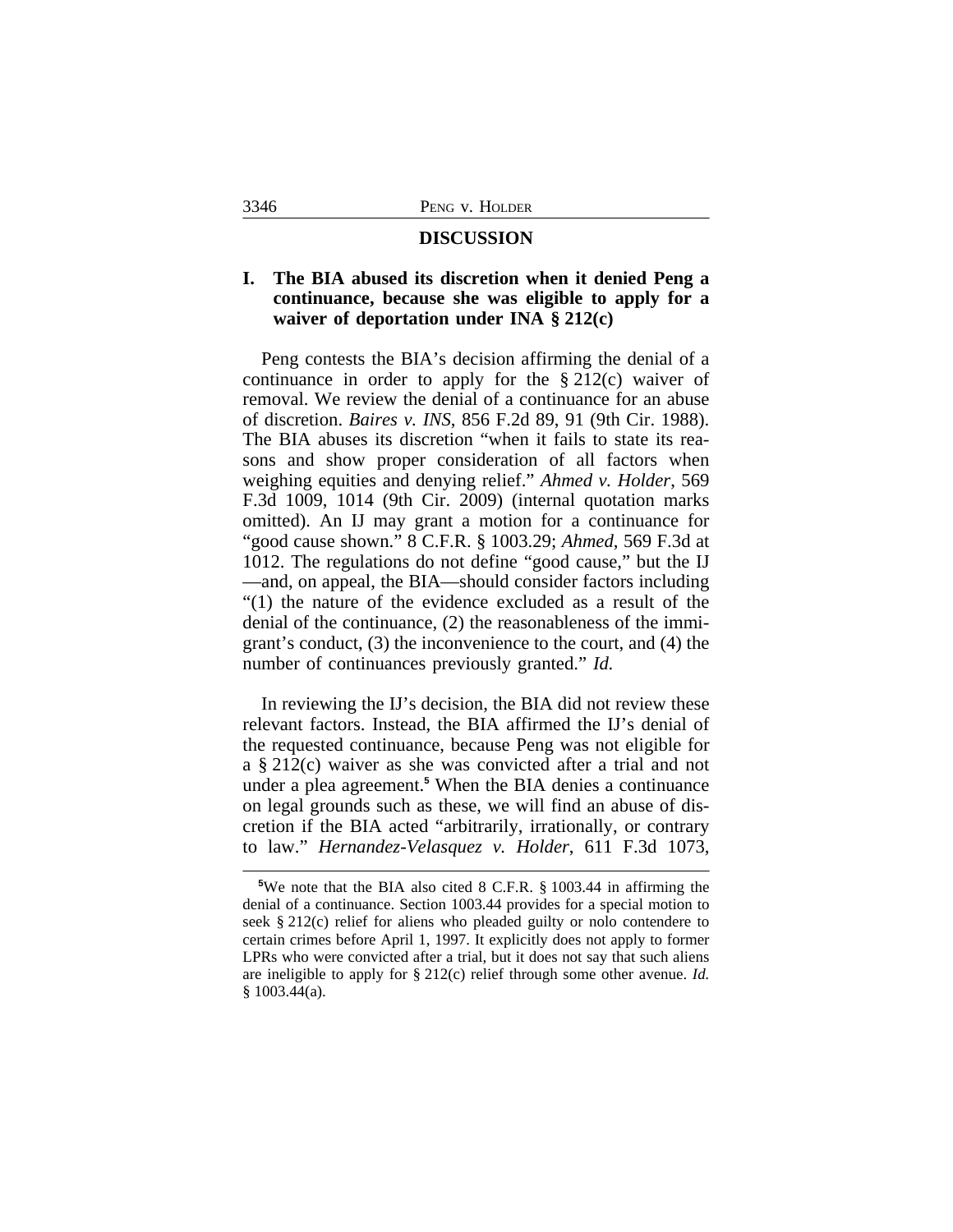## DISCUSSION

### I. The BIA abused its discretion when it denied Peng a continuance, because she was eligible to apply for a waiver of deportation under INA § 212(c)

Peng contests the BIA's decision affirming the denial of a continuance in order to apply for the § 212(c) waiver of removal. We review the denial of a continuance for an abuse of discretion. *Baires v. INS*, 856 F.2d 89, 91 (9th Cir. 1988). The BIA abuses its discretion "when it fails to state its reasons and show proper consideration of all factors when weighing equities and denying relief." *Ahmed v. Holder*, 569 F.3d 1009, 1014 (9th Cir. 2009) (internal quotation marks omitted). An IJ may grant a motion for a continuance for "good cause shown." 8 C.F.R. § 1003.29; *Ahmed*, 569 F.3d at 1012. The regulations do not define "good cause," but the IJ —and, on appeal, the BIA—should consider factors including "(1) the nature of the evidence excluded as a result of the denial of the continuance, (2) the reasonableness of the immigrant's conduct, (3) the inconvenience to the court, and (4) the number of continuances previously granted." *Id.*

In reviewing the IJ's decision, the BIA did not review these relevant factors. Instead, the BIA affirmed the IJ's denial of the requested continuance, because Peng was not eligible for a § 212(c) waiver as she was convicted after a trial and not under a plea agreement.[5] When the BIA denies a continuance on legal grounds such as these, we will find an abuse of discretion if the BIA acted "arbitrarily, irrationally, or contrary to law." *Hernandez-Velasquez v. Holder*, 611 F.3d 1073,

[5]We note that the BIA also cited 8 C.F.R. § 1003.44 in affirming the denial of a continuance. Section 1003.44 provides for a special motion to seek § 212(c) relief for aliens who pleaded guilty or nolo contendere to certain crimes before April 1, 1997. It explicitly does not apply to former LPRs who were convicted after a trial, but it does not say that such aliens are ineligible to apply for § 212(c) relief through some other avenue. *Id.* § 1003.44(a).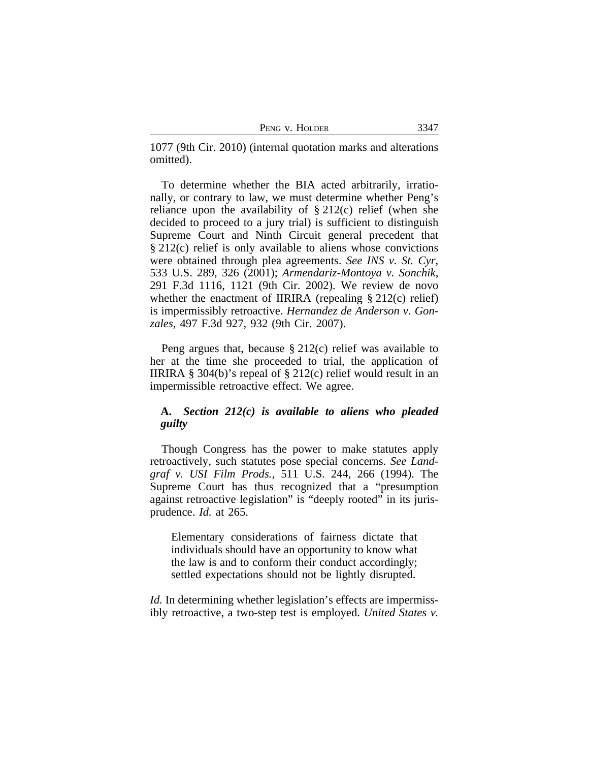1077 (9th Cir. 2010) (internal quotation marks and alterations omitted).

To determine whether the BIA acted arbitrarily, irrationally, or contrary to law, we must determine whether Peng's reliance upon the availability of § 212(c) relief (when she decided to proceed to a jury trial) is sufficient to distinguish Supreme Court and Ninth Circuit general precedent that § 212(c) relief is only available to aliens whose convictions were obtained through plea agreements. *See INS v. St. Cyr*, 533 U.S. 289, 326 (2001); *Armendariz-Montoya v. Sonchik*, 291 F.3d 1116, 1121 (9th Cir. 2002). We review de novo whether the enactment of IIRIRA (repealing § 212(c) relief) is impermissibly retroactive. *Hernandez de Anderson v. Gonzales*, 497 F.3d 927, 932 (9th Cir. 2007).

Peng argues that, because § 212(c) relief was available to her at the time she proceeded to trial, the application of IIRIRA § 304(b)'s repeal of § 212(c) relief would result in an impermissible retroactive effect. We agree.

**A.** ***Section 212(c) is available to aliens who pleaded guilty***

Though Congress has the power to make statutes apply retroactively, such statutes pose special concerns. *See Landgraf v. USI Film Prods.*, 511 U.S. 244, 266 (1994). The Supreme Court has thus recognized that a "presumption against retroactive legislation" is "deeply rooted" in its jurisprudence. *Id.* at 265.

> Elementary considerations of fairness dictate that individuals should have an opportunity to know what the law is and to conform their conduct accordingly; settled expectations should not be lightly disrupted.

*Id.* In determining whether legislation's effects are impermissibly retroactive, a two-step test is employed. *United States v.*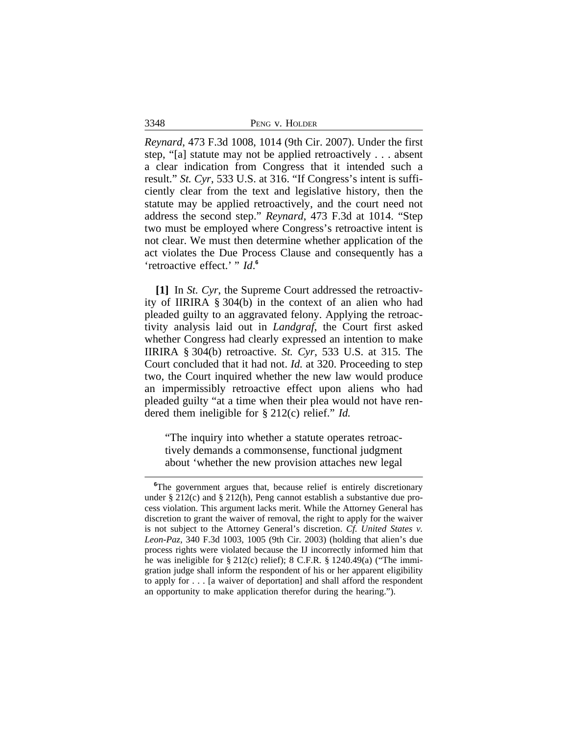*Reynard*, 473 F.3d 1008, 1014 (9th Cir. 2007). Under the first step, "[a] statute may not be applied retroactively . . . absent a clear indication from Congress that it intended such a result." *St. Cyr*, 533 U.S. at 316. "If Congress's intent is sufficiently clear from the text and legislative history, then the statute may be applied retroactively, and the court need not address the second step." *Reynard*, 473 F.3d at 1014. "Step two must be employed where Congress's retroactive intent is not clear. We must then determine whether application of the act violates the Due Process Clause and consequently has a 'retroactive effect.' " *Id*.[6]

**[1]** In *St. Cyr*, the Supreme Court addressed the retroactivity of IIRIRA § 304(b) in the context of an alien who had pleaded guilty to an aggravated felony. Applying the retroactivity analysis laid out in *Landgraf*, the Court first asked whether Congress had clearly expressed an intention to make IIRIRA § 304(b) retroactive. *St. Cyr*, 533 U.S. at 315. The Court concluded that it had not. *Id.* at 320. Proceeding to step two, the Court inquired whether the new law would produce an impermissibly retroactive effect upon aliens who had pleaded guilty "at a time when their plea would not have rendered them ineligible for § 212(c) relief." *Id.*

> "The inquiry into whether a statute operates retroactively demands a commonsense, functional judgment about 'whether the new provision attaches new legal

[6]The government argues that, because relief is entirely discretionary under § 212(c) and § 212(h), Peng cannot establish a substantive due process violation. This argument lacks merit. While the Attorney General has discretion to grant the waiver of removal, the right to apply for the waiver is not subject to the Attorney General's discretion. *Cf. United States v. Leon-Paz*, 340 F.3d 1003, 1005 (9th Cir. 2003) (holding that alien's due process rights were violated because the IJ incorrectly informed him that he was ineligible for § 212(c) relief); 8 C.F.R. § 1240.49(a) ("The immigration judge shall inform the respondent of his or her apparent eligibility to apply for . . . [a waiver of deportation] and shall afford the respondent an opportunity to make application therefor during the hearing.").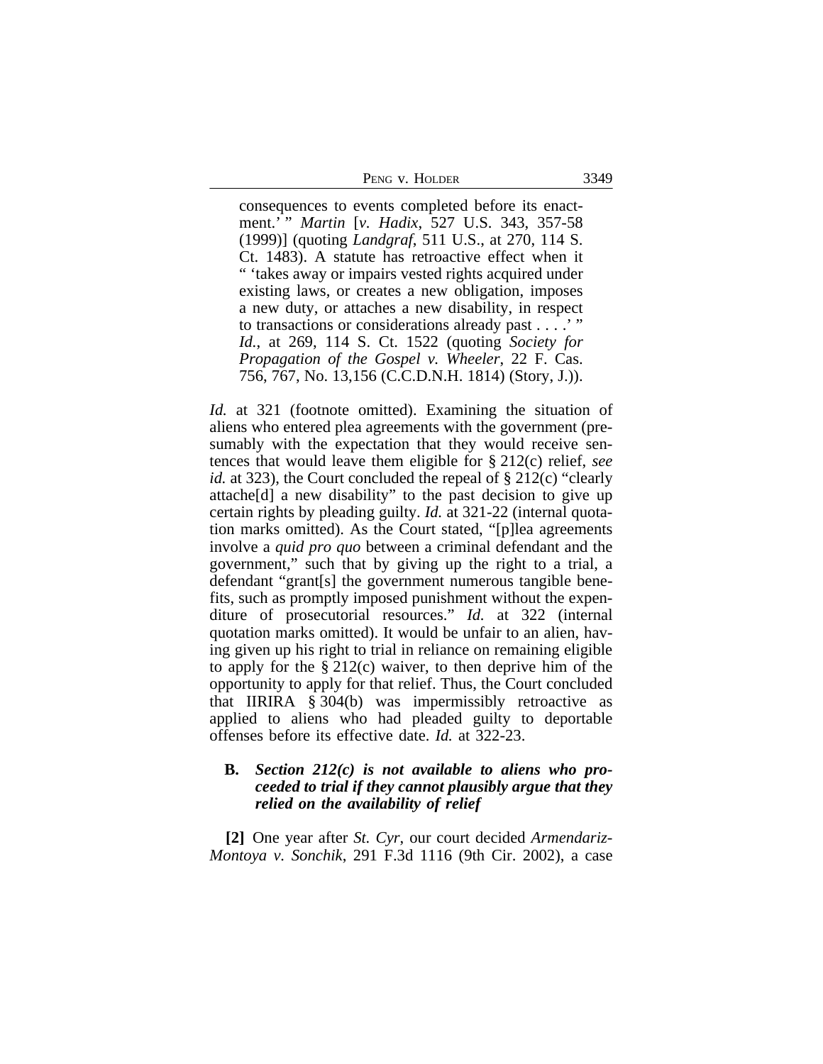> consequences to events completed before its enactment.' " *Martin* [*v. Hadix*, 527 U.S. 343, 357-58 (1999)] (quoting *Landgraf*, 511 U.S., at 270, 114 S. Ct. 1483). A statute has retroactive effect when it " 'takes away or impairs vested rights acquired under existing laws, or creates a new obligation, imposes a new duty, or attaches a new disability, in respect to transactions or considerations already past . . . .' " *Id.*, at 269, 114 S. Ct. 1522 (quoting *Society for Propagation of the Gospel v. Wheeler*, 22 F. Cas. 756, 767, No. 13,156 (C.C.D.N.H. 1814) (Story, J.)).

*Id.* at 321 (footnote omitted). Examining the situation of aliens who entered plea agreements with the government (presumably with the expectation that they would receive sentences that would leave them eligible for § 212(c) relief, *see id.* at 323), the Court concluded the repeal of § 212(c) "clearly attache[d] a new disability" to the past decision to give up certain rights by pleading guilty. *Id.* at 321-22 (internal quotation marks omitted). As the Court stated, "[p]lea agreements involve a *quid pro quo* between a criminal defendant and the government," such that by giving up the right to a trial, a defendant "grant[s] the government numerous tangible benefits, such as promptly imposed punishment without the expenditure of prosecutorial resources." *Id.* at 322 (internal quotation marks omitted). It would be unfair to an alien, having given up his right to trial in reliance on remaining eligible to apply for the § 212(c) waiver, to then deprive him of the opportunity to apply for that relief. Thus, the Court concluded that IIRIRA § 304(b) was impermissibly retroactive as applied to aliens who had pleaded guilty to deportable offenses before its effective date. *Id.* at 322-23.

### B. *Section 212(c) is not available to aliens who proceeded to trial if they cannot plausibly argue that they relied on the availability of relief*

**[2]** One year after *St. Cyr*, our court decided *Armendariz-Montoya v. Sonchik*, 291 F.3d 1116 (9th Cir. 2002), a case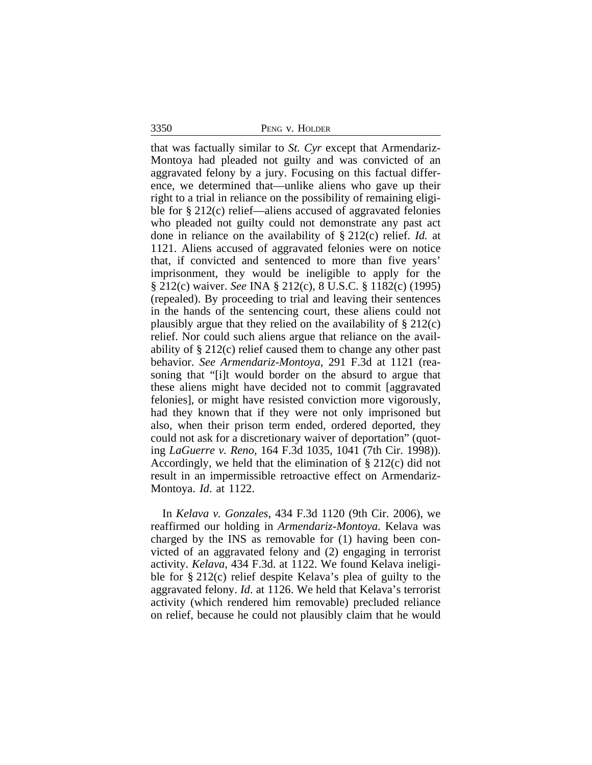that was factually similar to *St. Cyr* except that Armendariz-Montoya had pleaded not guilty and was convicted of an aggravated felony by a jury. Focusing on this factual difference, we determined that—unlike aliens who gave up their right to a trial in reliance on the possibility of remaining eligible for § 212(c) relief—aliens accused of aggravated felonies who pleaded not guilty could not demonstrate any past act done in reliance on the availability of § 212(c) relief. *Id.* at 1121. Aliens accused of aggravated felonies were on notice that, if convicted and sentenced to more than five years' imprisonment, they would be ineligible to apply for the § 212(c) waiver. *See* INA § 212(c), 8 U.S.C. § 1182(c) (1995) (repealed). By proceeding to trial and leaving their sentences in the hands of the sentencing court, these aliens could not plausibly argue that they relied on the availability of § 212(c) relief. Nor could such aliens argue that reliance on the availability of § 212(c) relief caused them to change any other past behavior. *See Armendariz-Montoya*, 291 F.3d at 1121 (reasoning that "[i]t would border on the absurd to argue that these aliens might have decided not to commit [aggravated felonies], or might have resisted conviction more vigorously, had they known that if they were not only imprisoned but also, when their prison term ended, ordered deported, they could not ask for a discretionary waiver of deportation" (quoting *LaGuerre v. Reno*, 164 F.3d 1035, 1041 (7th Cir. 1998)). Accordingly, we held that the elimination of § 212(c) did not result in an impermissible retroactive effect on Armendariz-Montoya. *Id*. at 1122.

In *Kelava v. Gonzales*, 434 F.3d 1120 (9th Cir. 2006), we reaffirmed our holding in *Armendariz-Montoya*. Kelava was charged by the INS as removable for (1) having been convicted of an aggravated felony and (2) engaging in terrorist activity. *Kelava*, 434 F.3d. at 1122. We found Kelava ineligible for § 212(c) relief despite Kelava's plea of guilty to the aggravated felony. *Id*. at 1126. We held that Kelava's terrorist activity (which rendered him removable) precluded reliance on relief, because he could not plausibly claim that he would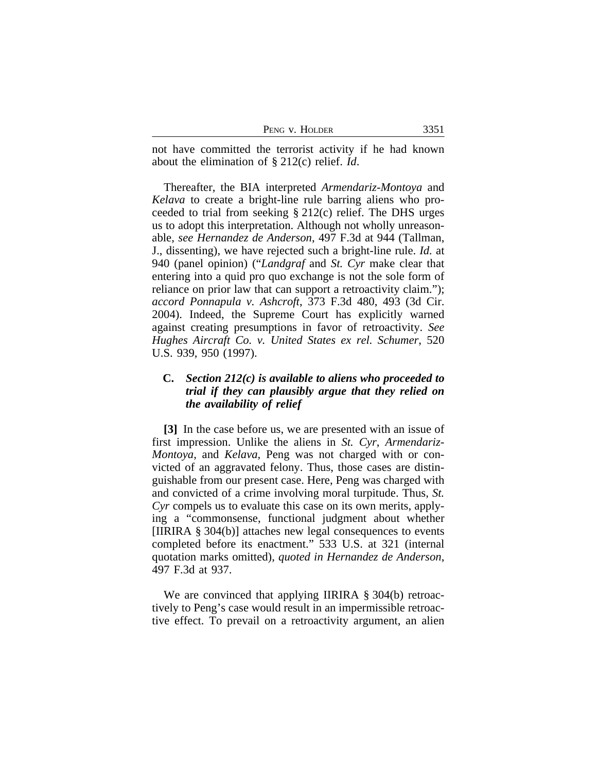not have committed the terrorist activity if he had known about the elimination of § 212(c) relief. *Id*.

Thereafter, the BIA interpreted *Armendariz-Montoya* and *Kelava* to create a bright-line rule barring aliens who proceeded to trial from seeking § 212(c) relief. The DHS urges us to adopt this interpretation. Although not wholly unreasonable, *see Hernandez de Anderson*, 497 F.3d at 944 (Tallman, J., dissenting), we have rejected such a bright-line rule. *Id.* at 940 (panel opinion) ("*Landgraf* and *St. Cyr* make clear that entering into a quid pro quo exchange is not the sole form of reliance on prior law that can support a retroactivity claim."); *accord Ponnapula v. Ashcroft*, 373 F.3d 480, 493 (3d Cir. 2004). Indeed, the Supreme Court has explicitly warned against creating presumptions in favor of retroactivity. *See Hughes Aircraft Co. v. United States ex rel. Schumer*, 520 U.S. 939, 950 (1997).

### C. *Section 212(c) is available to aliens who proceeded to trial if they can plausibly argue that they relied on the availability of relief*

**[3]** In the case before us, we are presented with an issue of first impression. Unlike the aliens in *St. Cyr*, *Armendariz-Montoya*, and *Kelava*, Peng was not charged with or convicted of an aggravated felony. Thus, those cases are distinguishable from our present case. Here, Peng was charged with and convicted of a crime involving moral turpitude. Thus, *St. Cyr* compels us to evaluate this case on its own merits, applying a "commonsense, functional judgment about whether [IIRIRA § 304(b)] attaches new legal consequences to events completed before its enactment." 533 U.S. at 321 (internal quotation marks omitted), *quoted in Hernandez de Anderson*, 497 F.3d at 937.

We are convinced that applying IIRIRA § 304(b) retroactively to Peng's case would result in an impermissible retroactive effect. To prevail on a retroactivity argument, an alien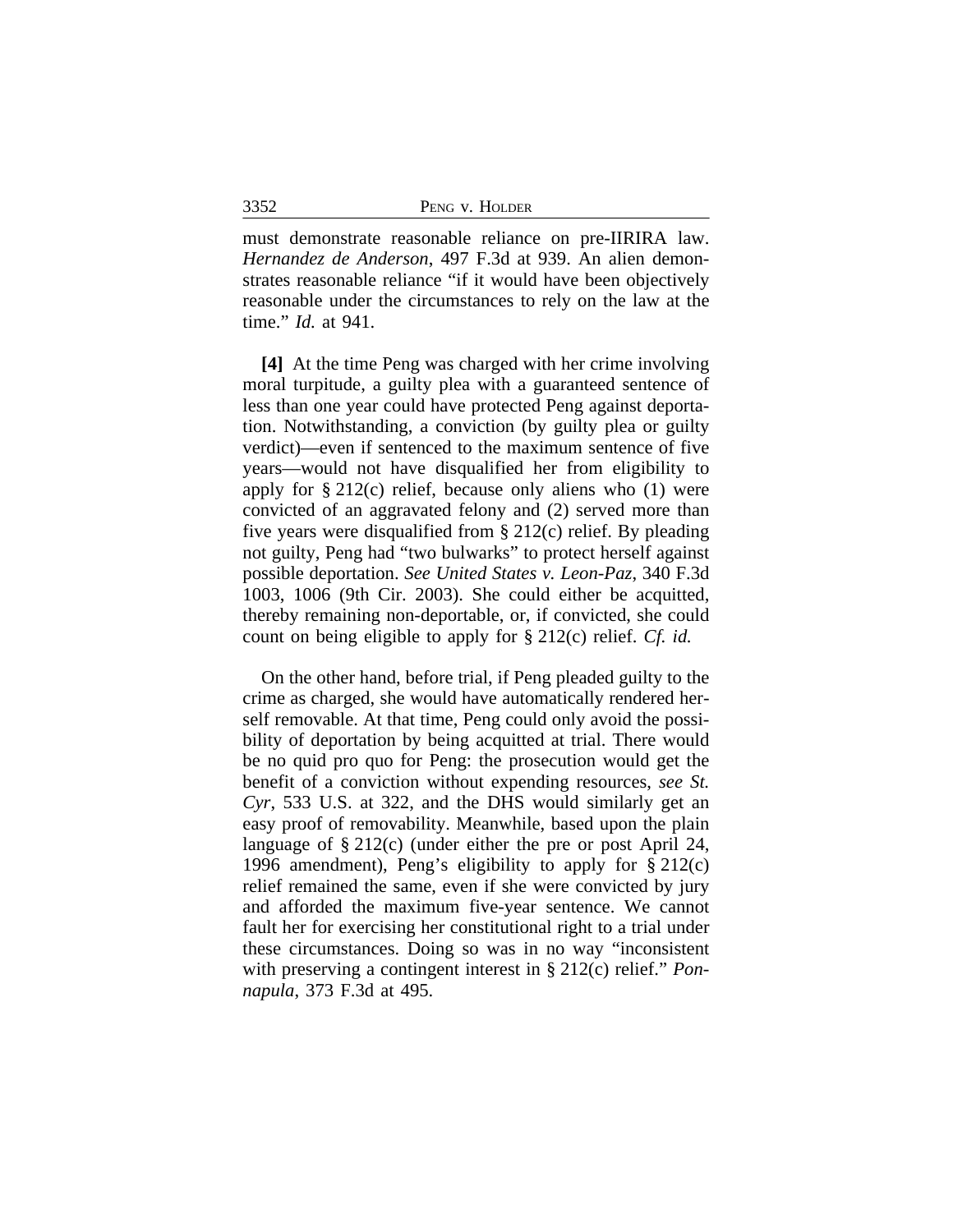must demonstrate reasonable reliance on pre-IIRIRA law. *Hernandez de Anderson*, 497 F.3d at 939. An alien demonstrates reasonable reliance "if it would have been objectively reasonable under the circumstances to rely on the law at the time." *Id.* at 941.

**[4]** At the time Peng was charged with her crime involving moral turpitude, a guilty plea with a guaranteed sentence of less than one year could have protected Peng against deportation. Notwithstanding, a conviction (by guilty plea or guilty verdict)—even if sentenced to the maximum sentence of five years—would not have disqualified her from eligibility to apply for § 212(c) relief, because only aliens who (1) were convicted of an aggravated felony and (2) served more than five years were disqualified from § 212(c) relief. By pleading not guilty, Peng had "two bulwarks" to protect herself against possible deportation. *See United States v. Leon-Paz*, 340 F.3d 1003, 1006 (9th Cir. 2003). She could either be acquitted, thereby remaining non-deportable, or, if convicted, she could count on being eligible to apply for § 212(c) relief. *Cf. id.*

On the other hand, before trial, if Peng pleaded guilty to the crime as charged, she would have automatically rendered herself removable. At that time, Peng could only avoid the possibility of deportation by being acquitted at trial. There would be no quid pro quo for Peng: the prosecution would get the benefit of a conviction without expending resources, *see St. Cyr*, 533 U.S. at 322, and the DHS would similarly get an easy proof of removability. Meanwhile, based upon the plain language of § 212(c) (under either the pre or post April 24, 1996 amendment), Peng's eligibility to apply for § 212(c) relief remained the same, even if she were convicted by jury and afforded the maximum five-year sentence. We cannot fault her for exercising her constitutional right to a trial under these circumstances. Doing so was in no way "inconsistent with preserving a contingent interest in § 212(c) relief." *Ponnapula*, 373 F.3d at 495.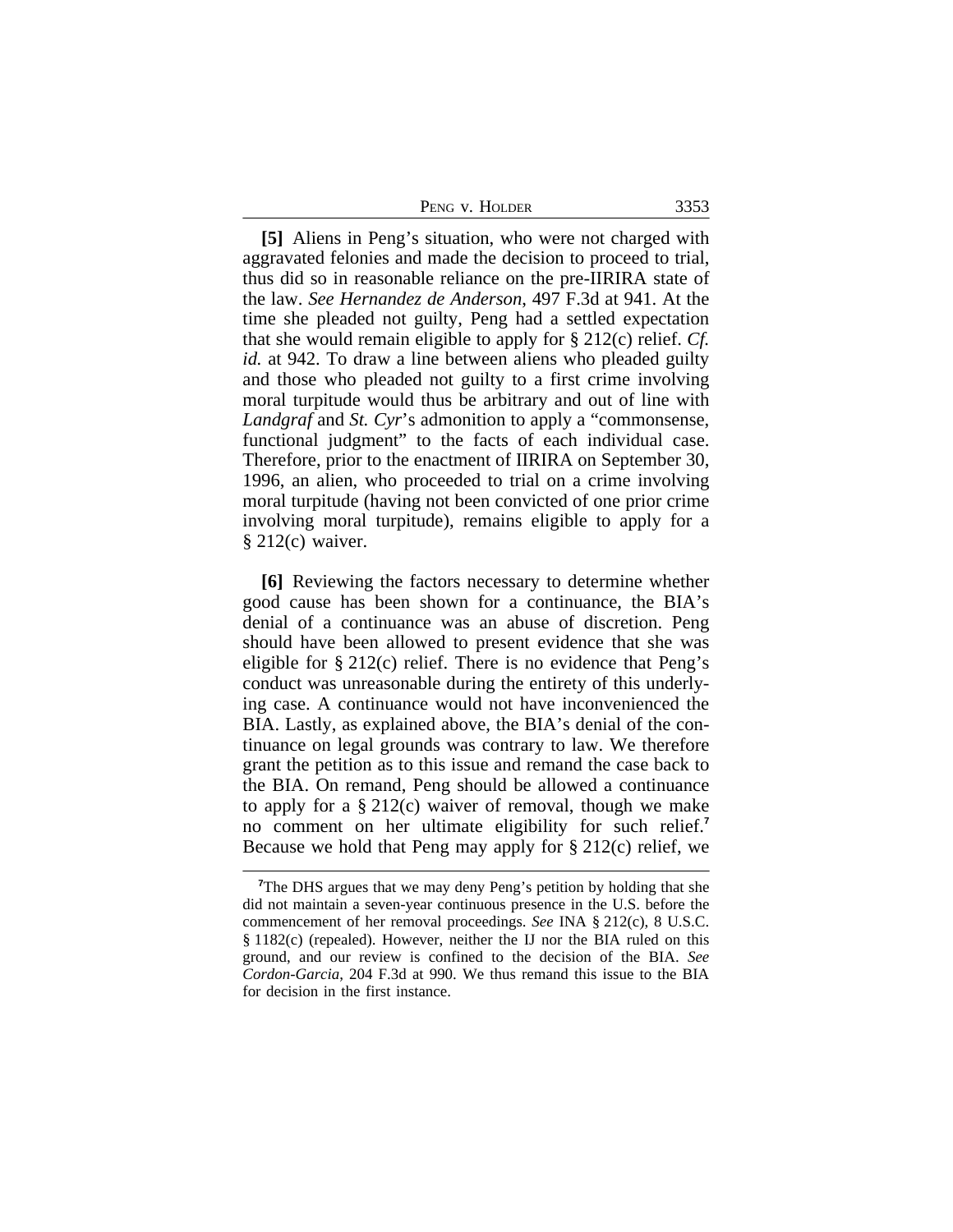**[5]** Aliens in Peng's situation, who were not charged with aggravated felonies and made the decision to proceed to trial, thus did so in reasonable reliance on the pre-IIRIRA state of the law. *See Hernandez de Anderson*, 497 F.3d at 941. At the time she pleaded not guilty, Peng had a settled expectation that she would remain eligible to apply for § 212(c) relief. *Cf. id.* at 942. To draw a line between aliens who pleaded guilty and those who pleaded not guilty to a first crime involving moral turpitude would thus be arbitrary and out of line with *Landgraf* and *St. Cyr*'s admonition to apply a "commonsense, functional judgment" to the facts of each individual case. Therefore, prior to the enactment of IIRIRA on September 30, 1996, an alien, who proceeded to trial on a crime involving moral turpitude (having not been convicted of one prior crime involving moral turpitude), remains eligible to apply for a § 212(c) waiver.

**[6]** Reviewing the factors necessary to determine whether good cause has been shown for a continuance, the BIA's denial of a continuance was an abuse of discretion. Peng should have been allowed to present evidence that she was eligible for § 212(c) relief. There is no evidence that Peng's conduct was unreasonable during the entirety of this underlying case. A continuance would not have inconvenienced the BIA. Lastly, as explained above, the BIA's denial of the continuance on legal grounds was contrary to law. We therefore grant the petition as to this issue and remand the case back to the BIA. On remand, Peng should be allowed a continuance to apply for a § 212(c) waiver of removal, though we make no comment on her ultimate eligibility for such relief.[7] Because we hold that Peng may apply for § 212(c) relief, we

[7]The DHS argues that we may deny Peng's petition by holding that she did not maintain a seven-year continuous presence in the U.S. before the commencement of her removal proceedings. *See* INA § 212(c), 8 U.S.C. § 1182(c) (repealed). However, neither the IJ nor the BIA ruled on this ground, and our review is confined to the decision of the BIA. *See Cordon-Garcia*, 204 F.3d at 990. We thus remand this issue to the BIA for decision in the first instance.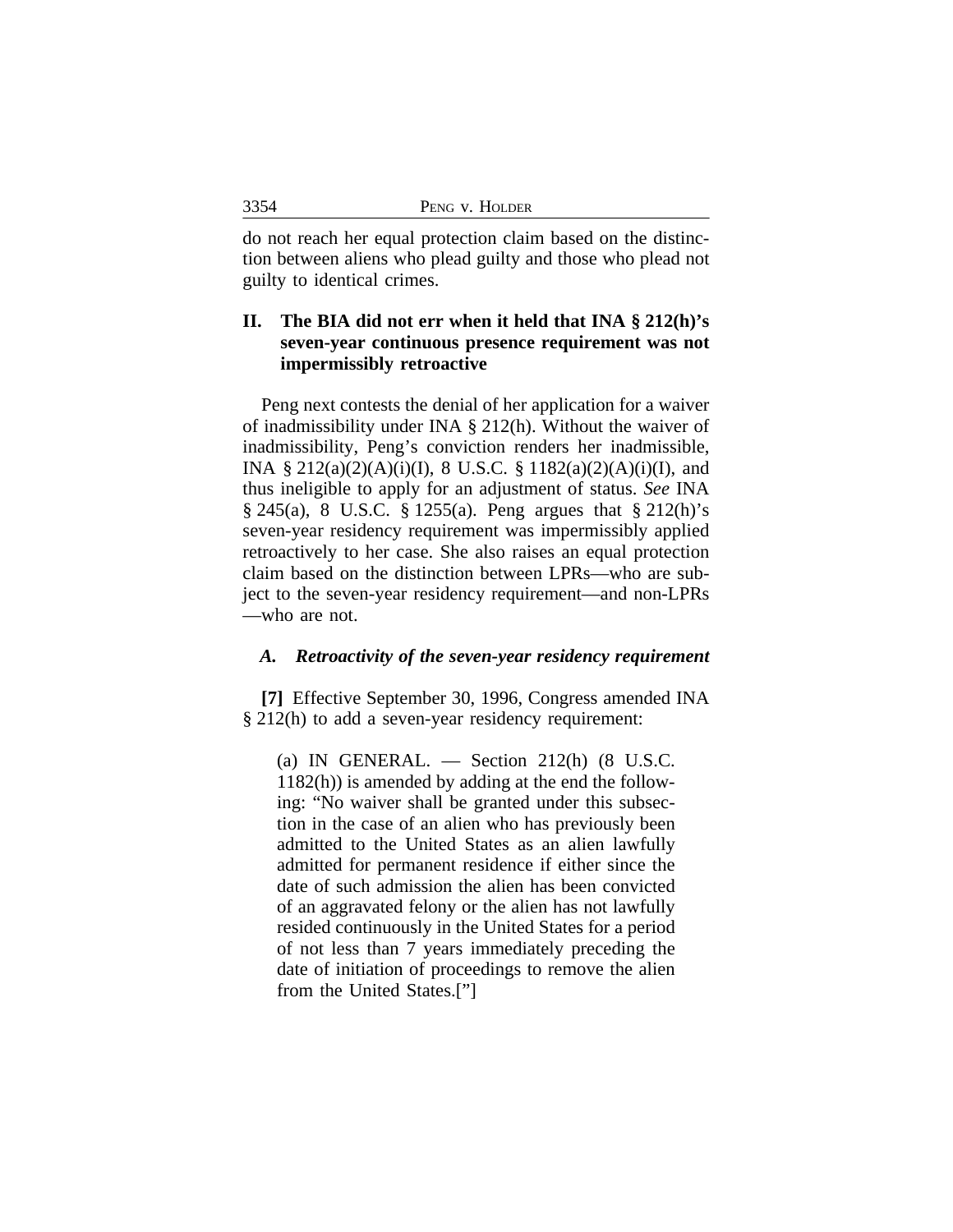do not reach her equal protection claim based on the distinction between aliens who plead guilty and those who plead not guilty to identical crimes.

## II. The BIA did not err when it held that INA § 212(h)'s seven-year continuous presence requirement was not impermissibly retroactive

Peng next contests the denial of her application for a waiver of inadmissibility under INA § 212(h). Without the waiver of inadmissibility, Peng's conviction renders her inadmissible, INA § 212(a)(2)(A)(i)(I), 8 U.S.C. § 1182(a)(2)(A)(i)(I), and thus ineligible to apply for an adjustment of status. *See* INA § 245(a), 8 U.S.C. § 1255(a). Peng argues that § 212(h)'s seven-year residency requirement was impermissibly applied retroactively to her case. She also raises an equal protection claim based on the distinction between LPRs—who are subject to the seven-year residency requirement—and non-LPRs —who are not.

### *A. Retroactivity of the seven-year residency requirement*

**[7]** Effective September 30, 1996, Congress amended INA § 212(h) to add a seven-year residency requirement:

> (a) IN GENERAL. — Section 212(h) (8 U.S.C. 1182(h)) is amended by adding at the end the following: "No waiver shall be granted under this subsection in the case of an alien who has previously been admitted to the United States as an alien lawfully admitted for permanent residence if either since the date of such admission the alien has been convicted of an aggravated felony or the alien has not lawfully resided continuously in the United States for a period of not less than 7 years immediately preceding the date of initiation of proceedings to remove the alien from the United States.["]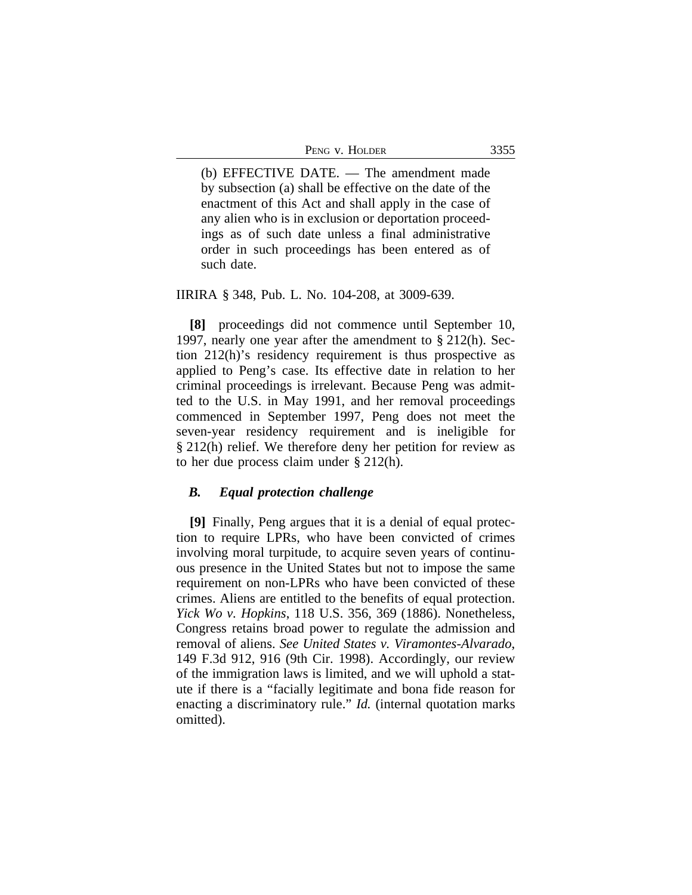> (b) EFFECTIVE DATE. — The amendment made by subsection (a) shall be effective on the date of the enactment of this Act and shall apply in the case of any alien who is in exclusion or deportation proceedings as of such date unless a final administrative order in such proceedings has been entered as of such date.

IIRIRA § 348, Pub. L. No. 104-208, at 3009-639.

**[8]** proceedings did not commence until September 10, 1997, nearly one year after the amendment to § 212(h). Section 212(h)'s residency requirement is thus prospective as applied to Peng's case. Its effective date in relation to her criminal proceedings is irrelevant. Because Peng was admitted to the U.S. in May 1991, and her removal proceedings commenced in September 1997, Peng does not meet the seven-year residency requirement and is ineligible for § 212(h) relief. We therefore deny her petition for review as to her due process claim under § 212(h).

### *B. Equal protection challenge*

**[9]** Finally, Peng argues that it is a denial of equal protection to require LPRs, who have been convicted of crimes involving moral turpitude, to acquire seven years of continuous presence in the United States but not to impose the same requirement on non-LPRs who have been convicted of these crimes. Aliens are entitled to the benefits of equal protection. *Yick Wo v. Hopkins*, 118 U.S. 356, 369 (1886). Nonetheless, Congress retains broad power to regulate the admission and removal of aliens. *See United States v. Viramontes-Alvarado*, 149 F.3d 912, 916 (9th Cir. 1998). Accordingly, our review of the immigration laws is limited, and we will uphold a statute if there is a "facially legitimate and bona fide reason for enacting a discriminatory rule." *Id.* (internal quotation marks omitted).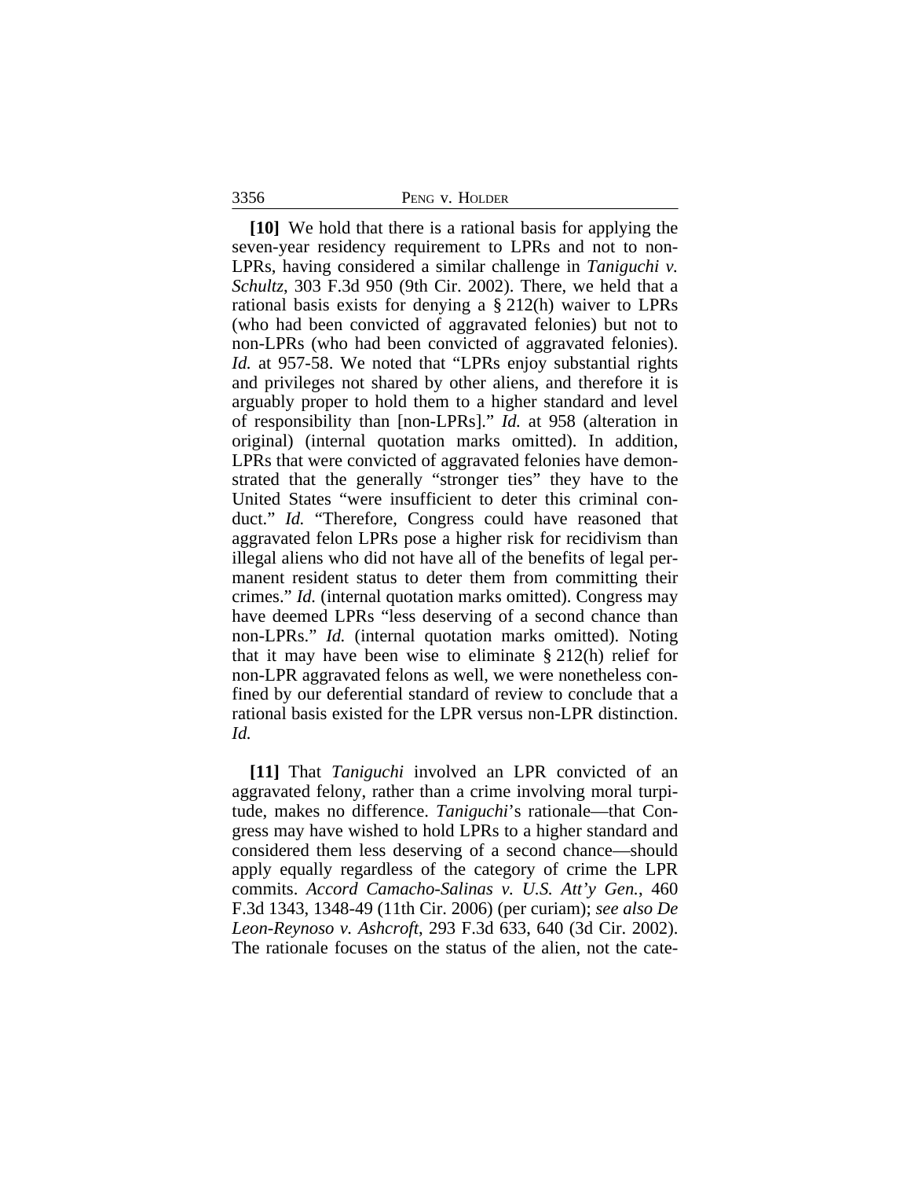**[10]** We hold that there is a rational basis for applying the seven-year residency requirement to LPRs and not to non-LPRs, having considered a similar challenge in *Taniguchi v. Schultz*, 303 F.3d 950 (9th Cir. 2002). There, we held that a rational basis exists for denying a § 212(h) waiver to LPRs (who had been convicted of aggravated felonies) but not to non-LPRs (who had been convicted of aggravated felonies). *Id.* at 957-58. We noted that "LPRs enjoy substantial rights and privileges not shared by other aliens, and therefore it is arguably proper to hold them to a higher standard and level of responsibility than [non-LPRs]." *Id.* at 958 (alteration in original) (internal quotation marks omitted). In addition, LPRs that were convicted of aggravated felonies have demonstrated that the generally "stronger ties" they have to the United States "were insufficient to deter this criminal conduct." *Id.* "Therefore, Congress could have reasoned that aggravated felon LPRs pose a higher risk for recidivism than illegal aliens who did not have all of the benefits of legal permanent resident status to deter them from committing their crimes." *Id.* (internal quotation marks omitted). Congress may have deemed LPRs "less deserving of a second chance than non-LPRs." *Id.* (internal quotation marks omitted). Noting that it may have been wise to eliminate § 212(h) relief for non-LPR aggravated felons as well, we were nonetheless confined by our deferential standard of review to conclude that a rational basis existed for the LPR versus non-LPR distinction. *Id.*

**[11]** That *Taniguchi* involved an LPR convicted of an aggravated felony, rather than a crime involving moral turpitude, makes no difference. *Taniguchi*'s rationale—that Congress may have wished to hold LPRs to a higher standard and considered them less deserving of a second chance—should apply equally regardless of the category of crime the LPR commits. *Accord Camacho-Salinas v. U.S. Att'y Gen.*, 460 F.3d 1343, 1348-49 (11th Cir. 2006) (per curiam); *see also De Leon-Reynoso v. Ashcroft*, 293 F.3d 633, 640 (3d Cir. 2002). The rationale focuses on the status of the alien, not the cate-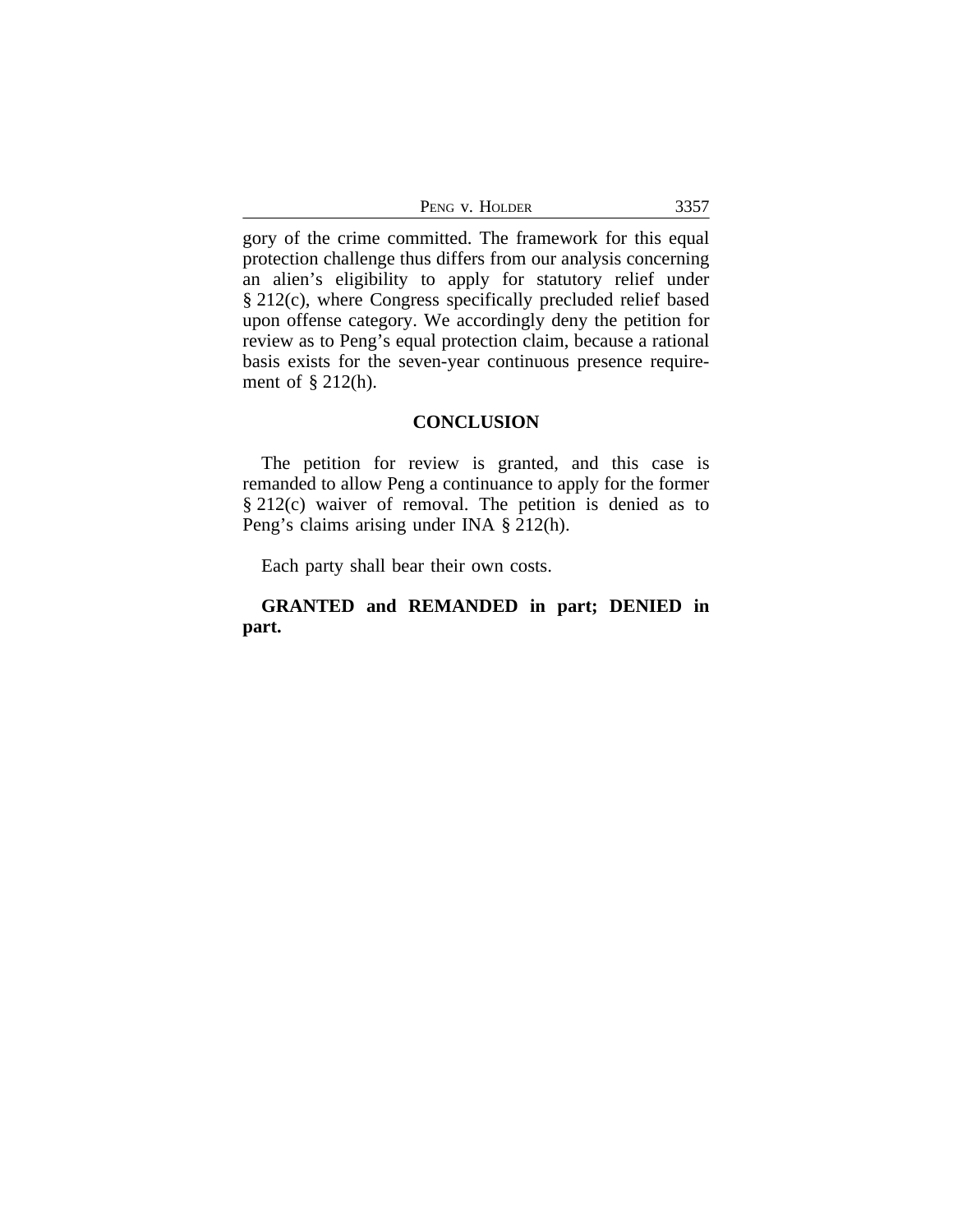gory of the crime committed. The framework for this equal protection challenge thus differs from our analysis concerning an alien's eligibility to apply for statutory relief under § 212(c), where Congress specifically precluded relief based upon offense category. We accordingly deny the petition for review as to Peng's equal protection claim, because a rational basis exists for the seven-year continuous presence requirement of § 212(h).

## CONCLUSION

The petition for review is granted, and this case is remanded to allow Peng a continuance to apply for the former § 212(c) waiver of removal. The petition is denied as to Peng's claims arising under INA § 212(h).

Each party shall bear their own costs.

**GRANTED and REMANDED in part; DENIED in part.**